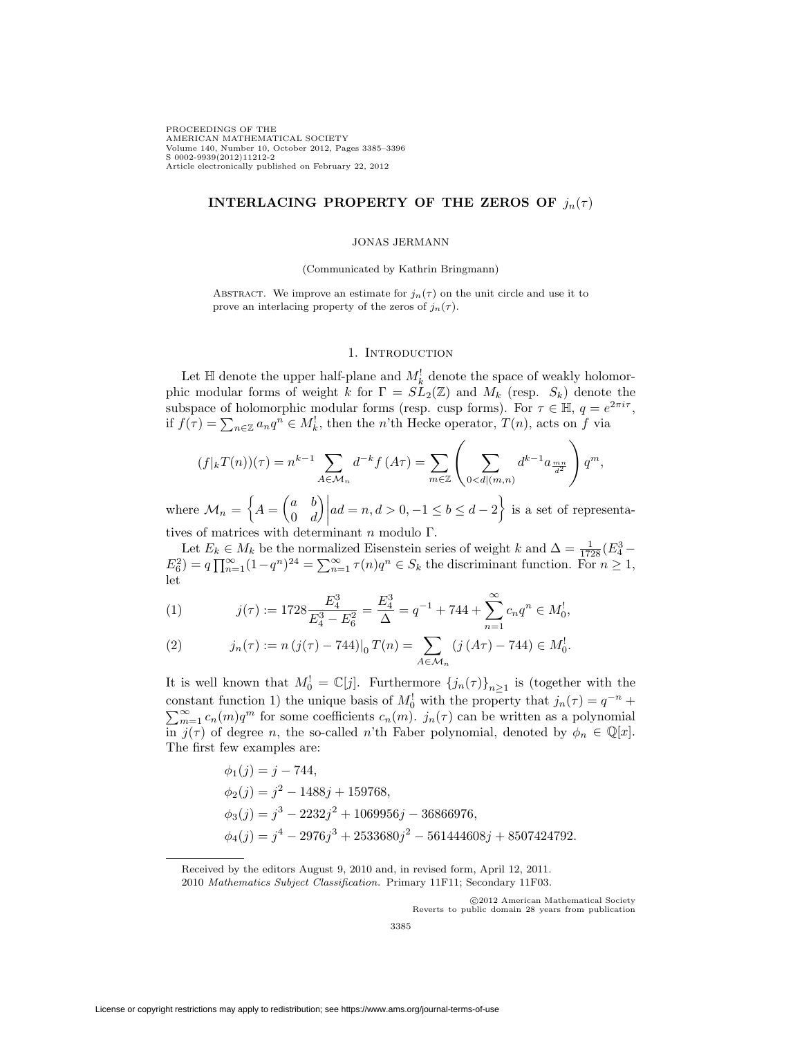# INTERLACING PROPERTY OF THE ZEROS OF $j_n(\tau)$

JONAS JERMANN

(Communicated by Kathrin Bringmann)

Abstract. We improve an estimate for $j_n(\tau)$ on the unit circle and use it to prove an interlacing property of the zeros of $j_n(\tau)$.

## 1. Introduction

Let $\mathbb{H}$ denote the upper half-plane and $M_k^!$ denote the space of weakly holomorphic modular forms of weight $k$ for $\Gamma = SL_2(\mathbb{Z})$ and $M_k$ (resp. $S_k$) denote the subspace of holomorphic modular forms (resp. cusp forms). For $\tau \in \mathbb{H}$, $q = e^{2\pi i\tau}$, if $f(\tau) = \sum_{n\in\mathbb{Z}} a_n q^n \in M_k^!$, then the $n$'th Hecke operator, $T(n)$, acts on $f$ via

$$(f|_k T(n))(\tau) = n^{k-1} \sum_{A\in\mathcal{M}_n} d^{-k} f(A\tau) = \sum_{m\in\mathbb{Z}} \left( \sum_{0<d|(m,n)} d^{k-1} a_{\frac{mn}{d^2}} \right) q^m,$$

where $\mathcal{M}_n = \left\{ A = \begin{pmatrix} a & b \\ 0 & d \end{pmatrix} \middle| ad = n, d > 0, -1 \le b \le d-2 \right\}$ is a set of representatives of matrices with determinant $n$ modulo $\Gamma$.

Let $E_k \in M_k$ be the normalized Eisenstein series of weight $k$ and $\Delta = \frac{1}{1728}(E_4^3 - E_6^2) = q\prod_{n=1}^{\infty}(1-q^n)^{24} = \sum_{n=1}^{\infty} \tau(n)q^n \in S_k$ the discriminant function. For $n \geq 1$, let

$$j(\tau) := 1728 \frac{E_4^3}{E_4^3 - E_6^2} = \frac{E_4^3}{\Delta} = q^{-1} + 744 + \sum_{n=1}^{\infty} c_n q^n \in M_0^!, \tag{1}$$

$$j_n(\tau) := n\,(j(\tau) - 744)|_0\, T(n) = \sum_{A\in\mathcal{M}_n} (j(A\tau) - 744) \in M_0^!. \tag{2}$$

It is well known that $M_0^! = \mathbb{C}[j]$. Furthermore $\{j_n(\tau)\}_{n\geq 1}$ is (together with the constant function 1) the unique basis of $M_0^!$ with the property that $j_n(\tau) = q^{-n} + \sum_{m=1}^{\infty} c_n(m) q^m$ for some coefficients $c_n(m)$. $j_n(\tau)$ can be written as a polynomial in $j(\tau)$ of degree $n$, the so-called $n$'th Faber polynomial, denoted by $\phi_n \in \mathbb{Q}[x]$. The first few examples are:

$$\phi_1(j) = j - 744,$$
$$\phi_2(j) = j^2 - 1488j + 159768,$$
$$\phi_3(j) = j^3 - 2232j^2 + 1069956j - 36866976,$$
$$\phi_4(j) = j^4 - 2976j^3 + 2533680j^2 - 561444608j + 8507424792.$$

Received by the editors August 9, 2010 and, in revised form, April 12, 2011.

2010 *Mathematics Subject Classification.* Primary 11F11; Secondary 11F03.

©2012 American Mathematical Society
Reverts to public domain 28 years from publication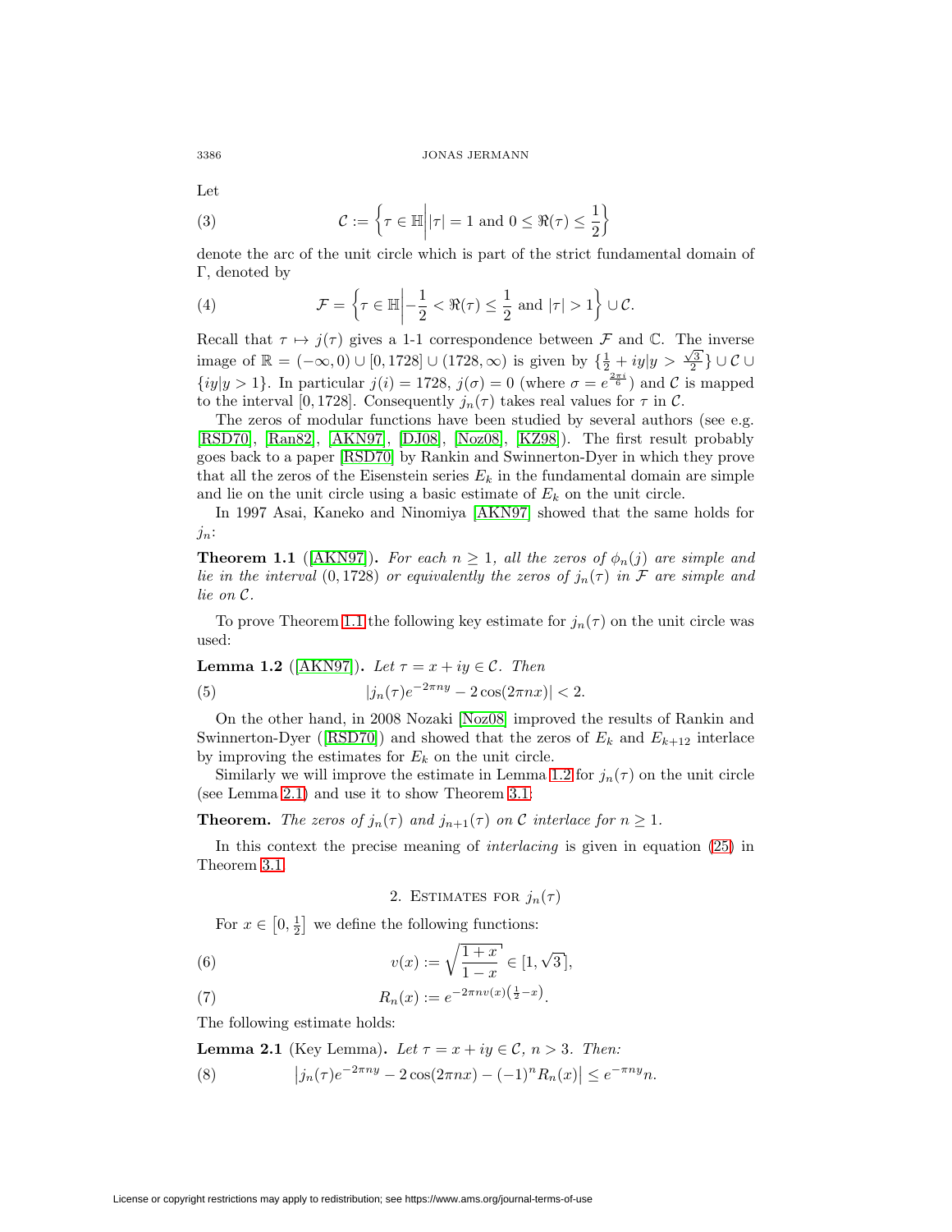Let

$$\mathcal{C} := \left\{ \tau \in \mathbb{H} \middle| |\tau| = 1 \text{ and } 0 \leq \Re(\tau) \leq \frac{1}{2} \right\} \tag{3}$$

denote the arc of the unit circle which is part of the strict fundamental domain of $\Gamma$, denoted by

$$\mathcal{F} = \left\{ \tau \in \mathbb{H} \middle| -\frac{1}{2} < \Re(\tau) \leq \frac{1}{2} \text{ and } |\tau| > 1 \right\} \cup \mathcal{C}. \tag{4}$$

Recall that $\tau \mapsto j(\tau)$ gives a 1-1 correspondence between $\mathcal{F}$ and $\mathbb{C}$. The inverse image of $\mathbb{R} = (-\infty, 0) \cup [0, 1728] \cup (1728, \infty)$ is given by $\{\frac{1}{2} + iy | y > \frac{\sqrt{3}}{2}\} \cup \mathcal{C} \cup \{iy | y > 1\}$. In particular $j(i) = 1728$, $j(\sigma) = 0$ (where $\sigma = e^{\frac{2\pi i}{6}}$) and $\mathcal{C}$ is mapped to the interval $[0, 1728]$. Consequently $j_n(\tau)$ takes real values for $\tau$ in $\mathcal{C}$.

The zeros of modular functions have been studied by several authors (see e.g. [RSD70], [Ran82], [AKN97], [DJ08], [Noz08], [KZ98]). The first result probably goes back to a paper [RSD70] by Rankin and Swinnerton-Dyer in which they prove that all the zeros of the Eisenstein series $E_k$ in the fundamental domain are simple and lie on the unit circle using a basic estimate of $E_k$ on the unit circle.

In 1997 Asai, Kaneko and Ninomiya [AKN97] showed that the same holds for $j_n$:

**Theorem 1.1** ([AKN97])**.** *For each $n \geq 1$, all the zeros of $\phi_n(j)$ are simple and lie in the interval $(0, 1728)$ or equivalently the zeros of $j_n(\tau)$ in $\mathcal{F}$ are simple and lie on $\mathcal{C}$.*

To prove Theorem 1.1 the following key estimate for $j_n(\tau)$ on the unit circle was used:

**Lemma 1.2** ([AKN97])**.** *Let $\tau = x + iy \in \mathcal{C}$. Then*

$$|j_n(\tau)e^{-2\pi ny} - 2\cos(2\pi nx)| < 2. \tag{5}$$

On the other hand, in 2008 Nozaki [Noz08] improved the results of Rankin and Swinnerton-Dyer ([RSD70]) and showed that the zeros of $E_k$ and $E_{k+12}$ interlace by improving the estimates for $E_k$ on the unit circle.

Similarly we will improve the estimate in Lemma 1.2 for $j_n(\tau)$ on the unit circle (see Lemma 2.1) and use it to show Theorem 3.1:

**Theorem.** *The zeros of $j_n(\tau)$ and $j_{n+1}(\tau)$ on $\mathcal{C}$ interlace for $n \geq 1$.*

In this context the precise meaning of *interlacing* is given in equation (25) in Theorem 3.1.

## 2. Estimates for $j_n(\tau)$

For $x \in \left[0, \frac{1}{2}\right]$ we define the following functions:

$$v(x) := \sqrt{\frac{1+x}{1-x}} \in [1, \sqrt{3}], \tag{6}$$

$$R_n(x) := e^{-2\pi n v(x)\left(\frac{1}{2} - x\right)}. \tag{7}$$

The following estimate holds:

**Lemma 2.1** (Key Lemma)**.** *Let $\tau = x + iy \in \mathcal{C}$, $n > 3$. Then:*

$$\left|j_n(\tau)e^{-2\pi ny} - 2\cos(2\pi nx) - (-1)^n R_n(x)\right| \leq e^{-\pi ny} n. \tag{8}$$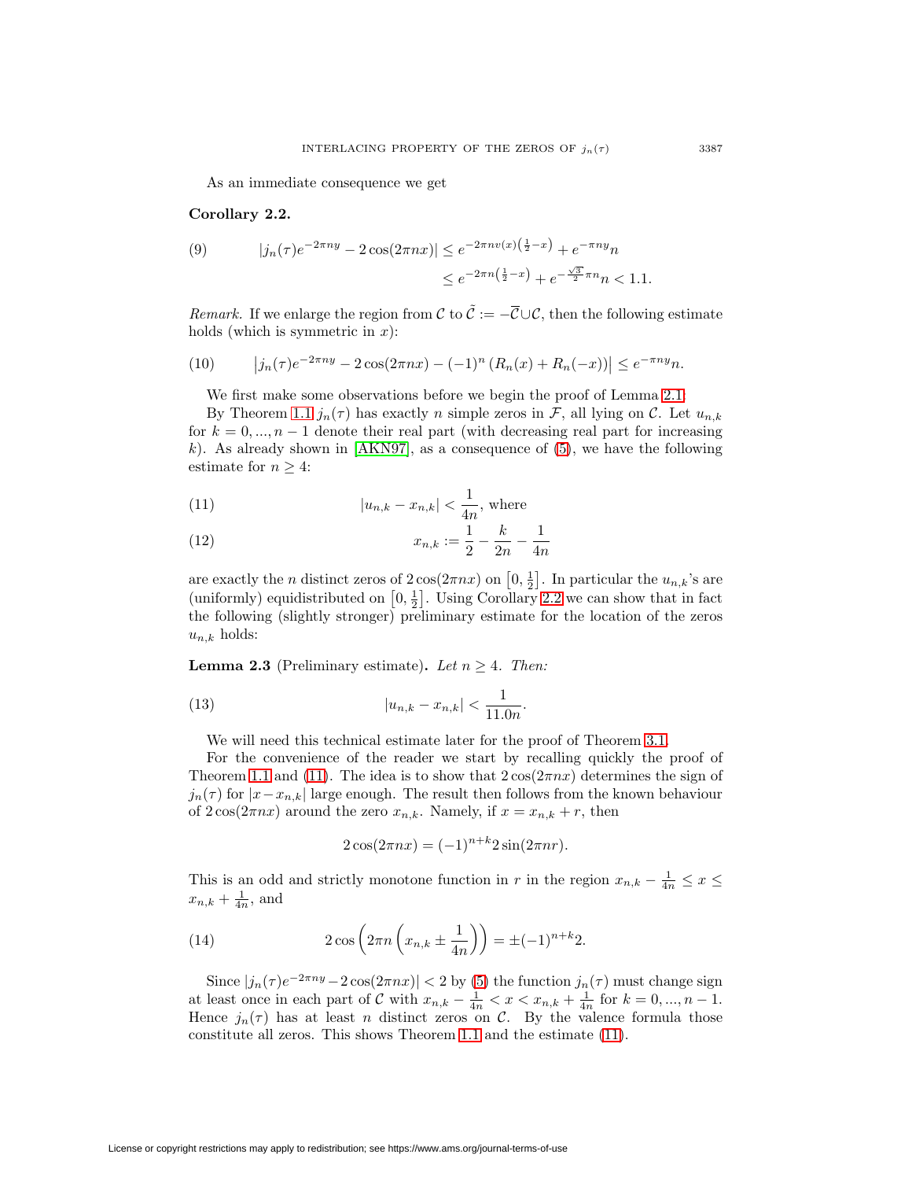As an immediate consequence we get

**Corollary 2.2.**

$$|j_n(\tau)e^{-2\pi ny} - 2\cos(2\pi nx)| \le e^{-2\pi n v(x)\left(\frac{1}{2}-x\right)} + e^{-\pi ny}n \tag{9}$$
$$\le e^{-2\pi n\left(\frac{1}{2}-x\right)} + e^{-\frac{\sqrt{3}}{2}\pi n}n < 1.1.$$

*Remark.* If we enlarge the region from $\mathcal{C}$ to $\tilde{\mathcal{C}} := -\overline{\mathcal{C}} \cup \mathcal{C}$, then the following estimate holds (which is symmetric in $x$):

$$\left|j_n(\tau)e^{-2\pi ny} - 2\cos(2\pi nx) - (-1)^n \left(R_n(x) + R_n(-x)\right)\right| \le e^{-\pi ny}n. \tag{10}$$

We first make some observations before we begin the proof of Lemma 2.1.

By Theorem 1.1 $j_n(\tau)$ has exactly $n$ simple zeros in $\mathcal{F}$, all lying on $\mathcal{C}$. Let $u_{n,k}$ for $k = 0, ..., n-1$ denote their real part (with decreasing real part for increasing $k$). As already shown in [AKN97], as a consequence of (5), we have the following estimate for $n \ge 4$:

$$|u_{n,k} - x_{n,k}| < \frac{1}{4n}, \text{ where} \tag{11}$$

$$x_{n,k} := \frac{1}{2} - \frac{k}{2n} - \frac{1}{4n} \tag{12}$$

are exactly the $n$ distinct zeros of $2\cos(2\pi nx)$ on $\left[0, \frac{1}{2}\right]$. In particular the $u_{n,k}$'s are (uniformly) equidistributed on $\left[0, \frac{1}{2}\right]$. Using Corollary 2.2 we can show that in fact the following (slightly stronger) preliminary estimate for the location of the zeros $u_{n,k}$ holds:

**Lemma 2.3** (Preliminary estimate)**.** *Let $n \ge 4$. Then:*

$$|u_{n,k} - x_{n,k}| < \frac{1}{11.0n}. \tag{13}$$

We will need this technical estimate later for the proof of Theorem 3.1.

For the convenience of the reader we start by recalling quickly the proof of Theorem 1.1 and (11). The idea is to show that $2\cos(2\pi nx)$ determines the sign of $j_n(\tau)$ for $|x - x_{n,k}|$ large enough. The result then follows from the known behaviour of $2\cos(2\pi nx)$ around the zero $x_{n,k}$. Namely, if $x = x_{n,k} + r$, then

$$2\cos(2\pi nx) = (-1)^{n+k} 2\sin(2\pi nr).$$

This is an odd and strictly monotone function in $r$ in the region $x_{n,k} - \frac{1}{4n} \le x \le x_{n,k} + \frac{1}{4n}$, and

$$2\cos\left(2\pi n\left(x_{n,k} \pm \frac{1}{4n}\right)\right) = \pm(-1)^{n+k}2. \tag{14}$$

Since $|j_n(\tau)e^{-2\pi ny} - 2\cos(2\pi nx)| < 2$ by (5) the function $j_n(\tau)$ must change sign at least once in each part of $\mathcal{C}$ with $x_{n,k} - \frac{1}{4n} < x < x_{n,k} + \frac{1}{4n}$ for $k = 0, ..., n-1$. Hence $j_n(\tau)$ has at least $n$ distinct zeros on $\mathcal{C}$. By the valence formula those constitute all zeros. This shows Theorem 1.1 and the estimate (11).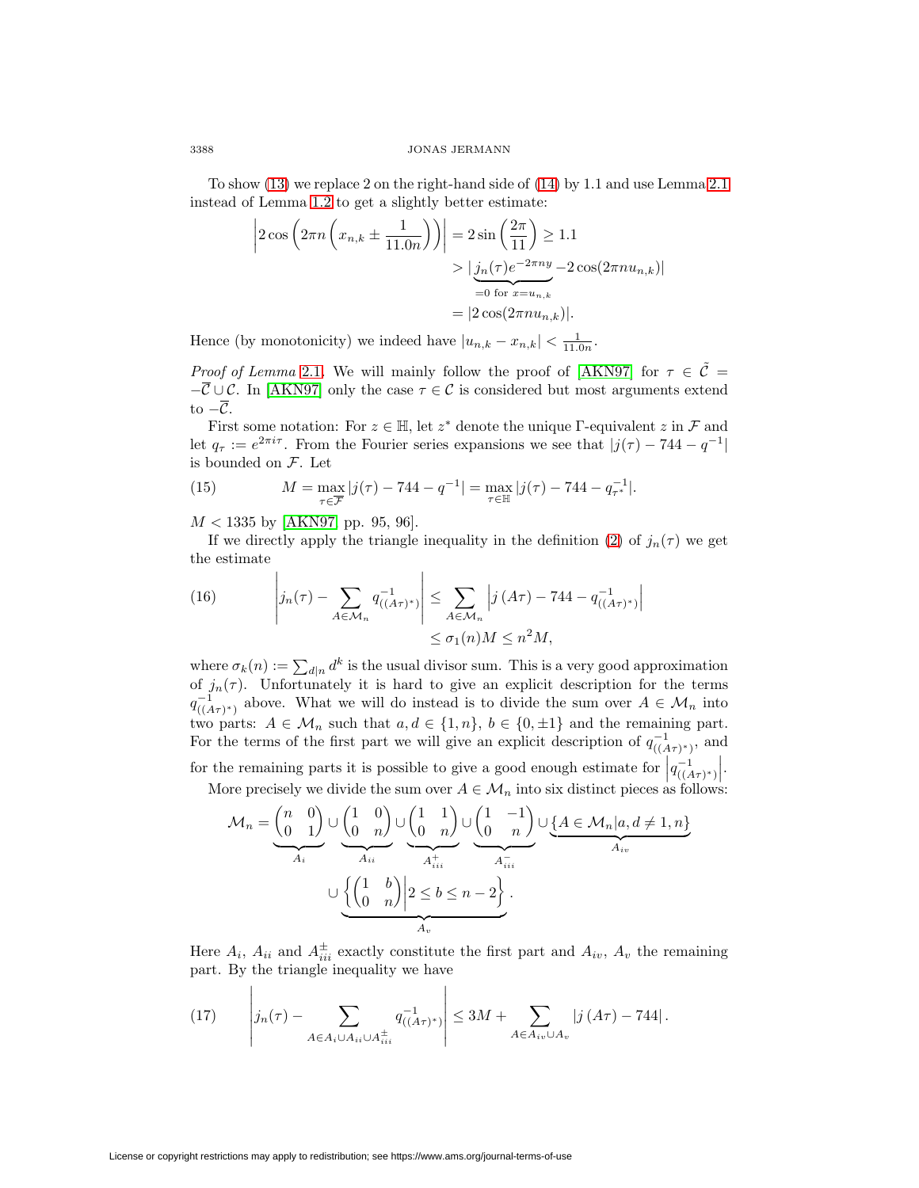To show (13) we replace 2 on the right-hand side of (14) by 1.1 and use Lemma 2.1 instead of Lemma 1.2 to get a slightly better estimate:

$$\begin{aligned}\left|2\cos\left(2\pi n\left(x_{n,k}\pm\frac{1}{11.0n}\right)\right)\right| &= 2\sin\left(\frac{2\pi}{11}\right)\geq 1.1\\ &> |\underbrace{j_n(\tau)e^{-2\pi ny}}_{=0 \text{ for } x=u_{n,k}}-2\cos(2\pi nu_{n,k})|\\ &= |2\cos(2\pi nu_{n,k})|.\end{aligned}$$

Hence (by monotonicity) we indeed have $|u_{n,k}-x_{n,k}|<\frac{1}{11.0n}$.

*Proof of Lemma* 2.1. We will mainly follow the proof of [AKN97] for $\tau\in\tilde{\mathcal{C}}=-\overline{\mathcal{C}}\cup\mathcal{C}$. In [AKN97] only the case $\tau\in\mathcal{C}$ is considered but most arguments extend to $-\overline{\mathcal{C}}$.

First some notation: For $z\in\mathbb{H}$, let $z^*$ denote the unique $\Gamma$-equivalent $z$ in $\mathcal{F}$ and let $q_\tau:=e^{2\pi i\tau}$. From the Fourier series expansions we see that $|j(\tau)-744-q^{-1}|$ is bounded on $\mathcal{F}$. Let

$$M=\max_{\tau\in\overline{\mathcal{F}}}|j(\tau)-744-q^{-1}|=\max_{\tau\in\mathbb{H}}|j(\tau)-744-q_{\tau^*}^{-1}|. \tag{15}$$

$M<1335$ by [AKN97, pp. 95, 96].

If we directly apply the triangle inequality in the definition (2) of $j_n(\tau)$ we get the estimate

$$\begin{aligned}\left|j_n(\tau)-\sum_{A\in\mathcal{M}_n}q^{-1}_{((A\tau)^*)}\right| &\leq \sum_{A\in\mathcal{M}_n}\left|j(A\tau)-744-q^{-1}_{((A\tau)^*)}\right|\\ &\leq \sigma_1(n)M\leq n^2M,\end{aligned} \tag{16}$$

where $\sigma_k(n):=\sum_{d|n}d^k$ is the usual divisor sum. This is a very good approximation of $j_n(\tau)$. Unfortunately it is hard to give an explicit description for the terms $q^{-1}_{((A\tau)^*)}$ above. What we will do instead is to divide the sum over $A\in\mathcal{M}_n$ into two parts: $A\in\mathcal{M}_n$ such that $a,d\in\{1,n\}$, $b\in\{0,\pm1\}$ and the remaining part. For the terms of the first part we will give an explicit description of $q^{-1}_{((A\tau)^*)}$, and for the remaining parts it is possible to give a good enough estimate for $\left|q^{-1}_{((A\tau)^*)}\right|$.

More precisely we divide the sum over $A\in\mathcal{M}_n$ into six distinct pieces as follows:

$$\mathcal{M}_n=\underbrace{\begin{pmatrix}n&0\\0&1\end{pmatrix}}_{A_i}\cup\underbrace{\begin{pmatrix}1&0\\0&n\end{pmatrix}}_{A_{ii}}\cup\underbrace{\begin{pmatrix}1&1\\0&n\end{pmatrix}}_{A_{iii}^+}\cup\underbrace{\begin{pmatrix}1&-1\\0&n\end{pmatrix}}_{A_{iii}^-}\cup\underbrace{\{A\in\mathcal{M}_n|a,d\neq 1,n\}}_{A_{iv}}$$
$$\cup\underbrace{\left\{\begin{pmatrix}1&b\\0&n\end{pmatrix}\middle|2\leq b\leq n-2\right\}}_{A_v}.$$

Here $A_i$, $A_{ii}$ and $A_{iii}^\pm$ exactly constitute the first part and $A_{iv}$, $A_v$ the remaining part. By the triangle inequality we have

$$\left|j_n(\tau)-\sum_{A\in A_i\cup A_{ii}\cup A_{iii}^\pm}q^{-1}_{((A\tau)^*)}\right|\leq 3M+\sum_{A\in A_{iv}\cup A_v}|j(A\tau)-744|. \tag{17}$$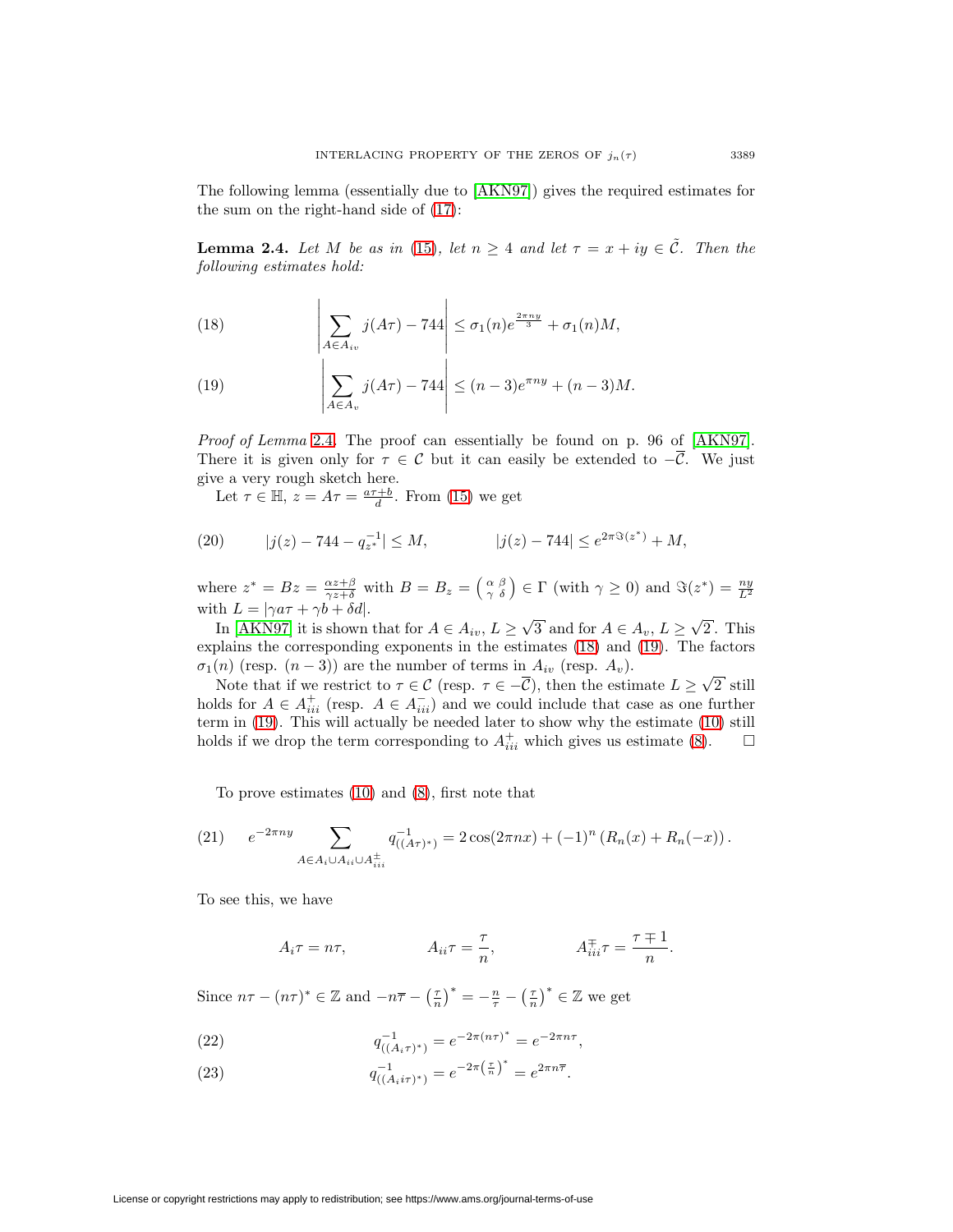The following lemma (essentially due to [AKN97]) gives the required estimates for the sum on the right-hand side of (17):

**Lemma 2.4.** *Let $M$ be as in (15), let $n \geq 4$ and let $\tau = x + iy \in \tilde{\mathcal{C}}$. Then the following estimates hold:*

$$\left| \sum_{A \in A_{iv}} j(A\tau) - 744 \right| \leq \sigma_1(n) e^{\frac{2\pi n y}{3}} + \sigma_1(n) M, \tag{18}$$

$$\left| \sum_{A \in A_{v}} j(A\tau) - 744 \right| \leq (n-3) e^{\pi n y} + (n-3) M. \tag{19}$$

*Proof of Lemma* 2.4. The proof can essentially be found on p. 96 of [AKN97]. There it is given only for $\tau \in \mathcal{C}$ but it can easily be extended to $-\overline{\mathcal{C}}$. We just give a very rough sketch here.

Let $\tau \in \mathbb{H}$, $z = A\tau = \frac{a\tau + b}{d}$. From (15) we get

$$|j(z) - 744 - q_{z^*}^{-1}| \leq M, \qquad\qquad |j(z) - 744| \leq e^{2\pi \Im(z^*)} + M, \tag{20}$$

where $z^* = Bz = \frac{\alpha z + \beta}{\gamma z + \delta}$ with $B = B_z = \left(\begin{smallmatrix} \alpha & \beta \\ \gamma & \delta \end{smallmatrix}\right) \in \Gamma$ (with $\gamma \geq 0$) and $\Im(z^*) = \frac{ny}{L^2}$ with $L = |\gamma a \tau + \gamma b + \delta d|$.

In [AKN97] it is shown that for $A \in A_{iv}$, $L \geq \sqrt{3}$ and for $A \in A_v$, $L \geq \sqrt{2}$. This explains the corresponding exponents in the estimates (18) and (19). The factors $\sigma_1(n)$ (resp. $(n-3)$) are the number of terms in $A_{iv}$ (resp. $A_v$).

Note that if we restrict to $\tau \in \mathcal{C}$ (resp. $\tau \in -\overline{\mathcal{C}}$), then the estimate $L \geq \sqrt{2}$ still holds for $A \in A_{iii}^{+}$ (resp. $A \in A_{iii}^{-}$) and we could include that case as one further term in (19). This will actually be needed later to show why the estimate (10) still holds if we drop the term corresponding to $A_{iii}^{+}$ which gives us estimate (8). $\square$

To prove estimates (10) and (8), first note that

$$e^{-2\pi n y} \sum_{A \in A_i \cup A_{ii} \cup A_{iii}^{\pm}} q_{((A\tau)^*)}^{-1} = 2\cos(2\pi n x) + (-1)^n \left(R_n(x) + R_n(-x)\right). \tag{21}$$

To see this, we have

$$A_i \tau = n\tau, \qquad\qquad A_{ii}\tau = \frac{\tau}{n}, \qquad\qquad A_{iii}^{\mp}\tau = \frac{\tau \mp 1}{n}.$$

Since $n\tau - (n\tau)^* \in \mathbb{Z}$ and $-n\overline{\tau} - \left(\frac{\tau}{n}\right)^* = -\frac{n}{\tau} - \left(\frac{\tau}{n}\right)^* \in \mathbb{Z}$ we get

$$q_{((A_i\tau)^*)}^{-1} = e^{-2\pi (n\tau)^*} = e^{-2\pi n \tau}, \tag{22}$$

$$q_{((A_i i\tau)^*)}^{-1} = e^{-2\pi \left(\frac{\tau}{n}\right)^*} = e^{2\pi n \overline{\tau}}. \tag{23}$$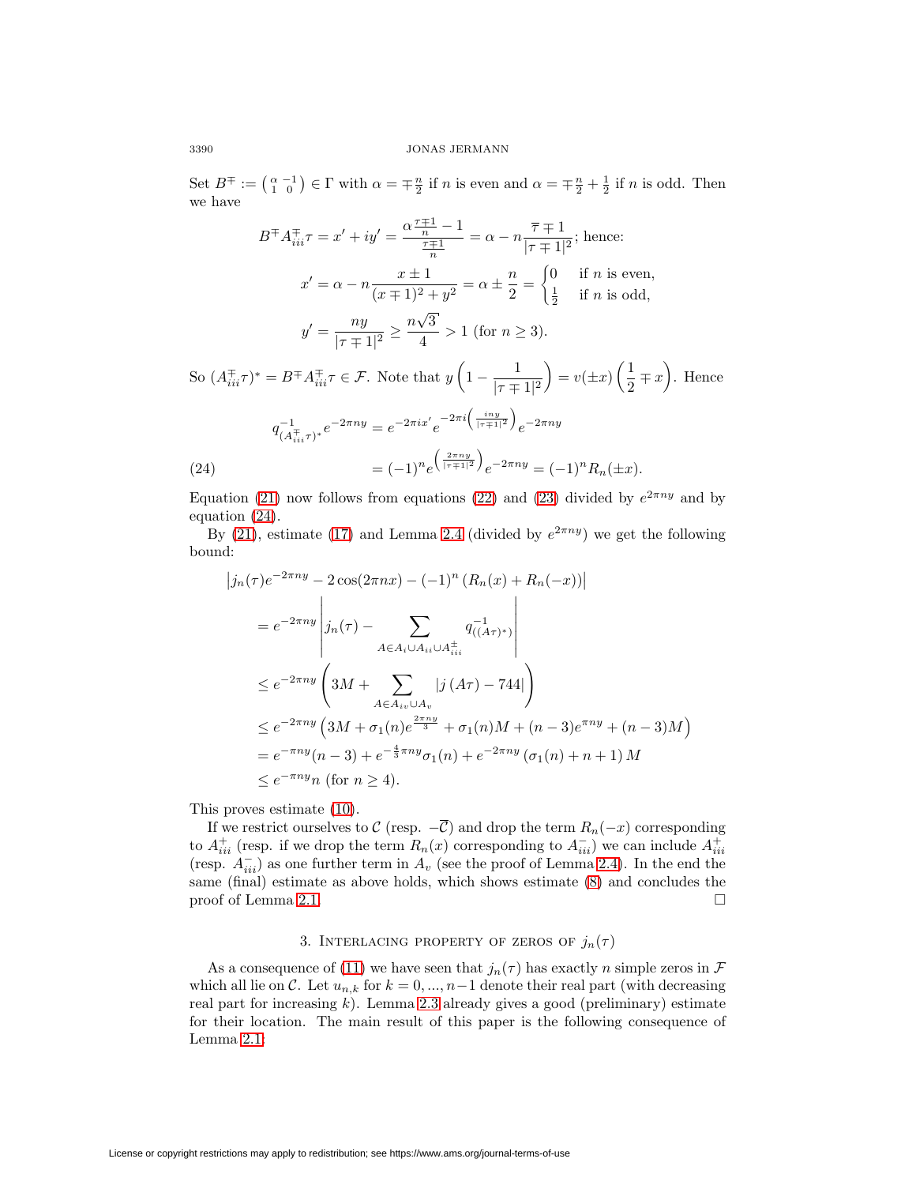Set $B^{\mp} := \left(\begin{smallmatrix} \alpha & -1 \\ 1 & 0 \end{smallmatrix}\right) \in \Gamma$ with $\alpha = \mp\frac{n}{2}$ if $n$ is even and $\alpha = \mp\frac{n}{2} + \frac{1}{2}$ if $n$ is odd. Then we have

$$B^{\mp}A_{iii}^{\mp}\tau = x' + iy' = \frac{\alpha\frac{\tau\mp 1}{n} - 1}{\frac{\tau \mp 1}{n}} = \alpha - n\frac{\overline{\tau}\mp 1}{|\tau\mp 1|^2}; \text{ hence:}$$

$$x' = \alpha - n\frac{x\pm 1}{(x\mp 1)^2 + y^2} = \alpha \pm \frac{n}{2} = \begin{cases} 0 & \text{if } n \text{ is even,} \\ \frac{1}{2} & \text{if } n \text{ is odd,} \end{cases}$$

$$y' = \frac{ny}{|\tau \mp 1|^2} \geq \frac{n\sqrt{3}}{4} > 1 \text{ (for } n \geq 3).$$

So $(A_{iii}^{\mp}\tau)^* = B^{\mp}A_{iii}^{\mp}\tau \in \mathcal{F}$. Note that $y\left(1 - \dfrac{1}{|\tau\mp 1|^2}\right) = v(\pm x)\left(\dfrac{1}{2} \mp x\right)$. Hence

$$\begin{aligned} q_{(A_{iii}^{\mp}\tau)^*}^{-1} e^{-2\pi n y} &= e^{-2\pi i x'} e^{-2\pi i\left(\frac{iny}{|\tau\mp 1|^2}\right)} e^{-2\pi n y} \\ &= (-1)^n e^{\left(\frac{2\pi n y}{|\tau \mp 1|^2}\right)} e^{-2\pi n y} = (-1)^n R_n(\pm x). \end{aligned} \tag{24}$$

Equation (21) now follows from equations (22) and (23) divided by $e^{2\pi n y}$ and by equation (24).

By (21), estimate (17) and Lemma 2.4 (divided by $e^{2\pi n y}$) we get the following bound:

$$\begin{aligned}
&\left|j_n(\tau)e^{-2\pi n y} - 2\cos(2\pi n x) - (-1)^n\left(R_n(x) + R_n(-x)\right)\right| \\
&= e^{-2\pi n y}\left| j_n(\tau) - \sum_{A\in A_i\cup A_{ii}\cup A_{iii}^{\pm}} q_{((A\tau)^*)}^{-1}\right| \\
&\leq e^{-2\pi n y}\left(3M + \sum_{A \in A_{iv}\cup A_v} \left|j\left(A\tau\right) - 744\right|\right) \\
&\leq e^{-2\pi n y}\left(3M + \sigma_1(n)e^{\frac{2\pi n y}{3}} + \sigma_1(n)M + (n-3)e^{\pi n y} + (n-3)M\right) \\
&= e^{-\pi n y}(n-3) + e^{-\frac{4}{3}\pi n y}\sigma_1(n) + e^{-2\pi n y}\left(\sigma_1(n) + n + 1\right)M \\
&\leq e^{-\pi n y} n \text{ (for } n \geq 4).
\end{aligned}$$

This proves estimate (10).

If we restrict ourselves to $\mathcal{C}$ (resp. $-\overline{\mathcal{C}}$) and drop the term $R_n(-x)$ corresponding to $A_{iii}^{+}$ (resp. if we drop the term $R_n(x)$ corresponding to $A_{iii}^{-}$) we can include $A_{iii}^{+}$ (resp. $A_{iii}^{-}$) as one further term in $A_v$ (see the proof of Lemma 2.4). In the end the same (final) estimate as above holds, which shows estimate (8) and concludes the proof of Lemma 2.1. □

## 3. Interlacing property of zeros of $j_n(\tau)$

As a consequence of (11) we have seen that $j_n(\tau)$ has exactly $n$ simple zeros in $\mathcal{F}$ which all lie on $\mathcal{C}$. Let $u_{n,k}$ for $k = 0, ..., n-1$ denote their real part (with decreasing real part for increasing $k$). Lemma 2.3 already gives a good (preliminary) estimate for their location. The main result of this paper is the following consequence of Lemma 2.1: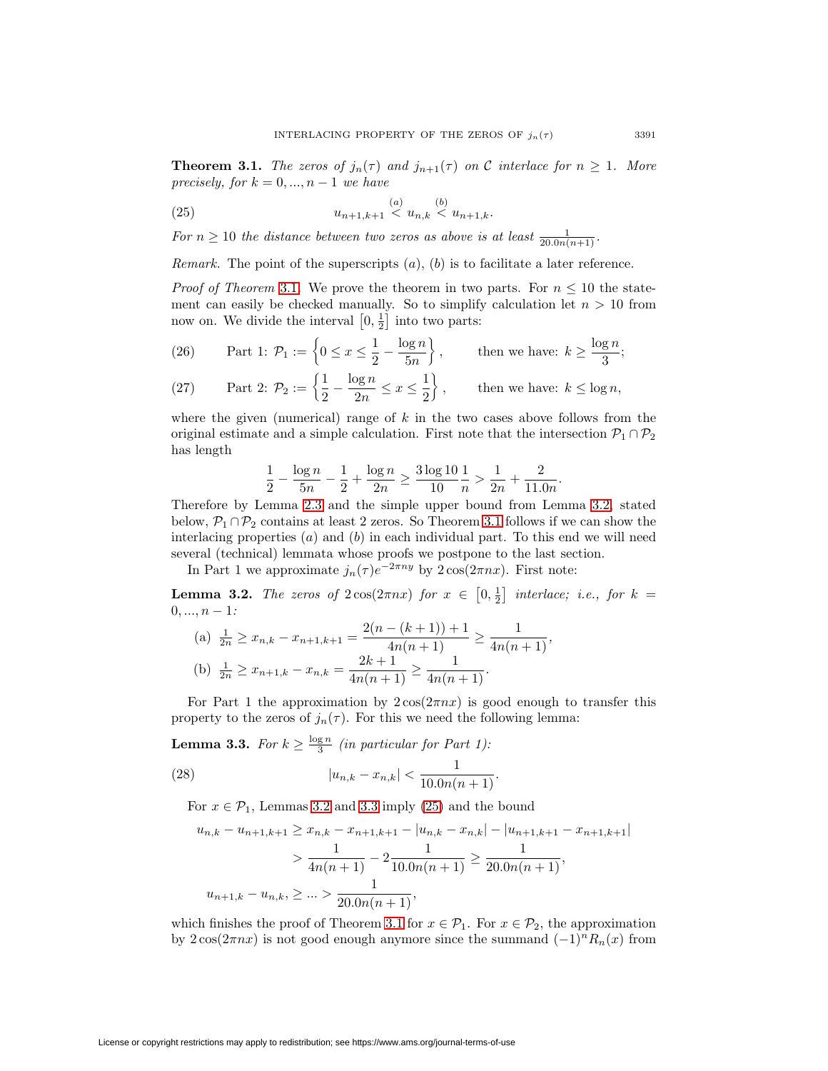**Theorem 3.1.** *The zeros of $j_n(\tau)$ and $j_{n+1}(\tau)$ on $\mathcal{C}$ interlace for $n \geq 1$. More precisely, for $k = 0, ..., n-1$ we have*

$$u_{n+1,k+1} \overset{(a)}{<} u_{n,k} \overset{(b)}{<} u_{n+1,k}. \tag{25}$$

*For $n \geq 10$ the distance between two zeros as above is at least $\frac{1}{20.0n(n+1)}$.*

*Remark.* The point of the superscripts $(a)$, $(b)$ is to facilitate a later reference.

*Proof of Theorem 3.1.* We prove the theorem in two parts. For $n \leq 10$ the statement can easily be checked manually. So to simplify calculation let $n > 10$ from now on. We divide the interval $\left[0, \frac{1}{2}\right]$ into two parts:

$$\text{Part 1: } \mathcal{P}_1 := \left\{0 \leq x \leq \frac{1}{2} - \frac{\log n}{5n}\right\}, \qquad \text{then we have: } k \geq \frac{\log n}{3}; \tag{26}$$

$$\text{Part 2: } \mathcal{P}_2 := \left\{\frac{1}{2} - \frac{\log n}{2n} \leq x \leq \frac{1}{2}\right\}, \qquad \text{then we have: } k \leq \log n, \tag{27}$$

where the given (numerical) range of $k$ in the two cases above follows from the original estimate and a simple calculation. First note that the intersection $\mathcal{P}_1 \cap \mathcal{P}_2$ has length

$$\frac{1}{2} - \frac{\log n}{5n} - \frac{1}{2} + \frac{\log n}{2n} \geq \frac{3\log 10}{10}\frac{1}{n} > \frac{1}{2n} + \frac{2}{11.0n}.$$

Therefore by Lemma 2.3 and the simple upper bound from Lemma 3.2, stated below, $\mathcal{P}_1 \cap \mathcal{P}_2$ contains at least 2 zeros. So Theorem 3.1 follows if we can show the interlacing properties $(a)$ and $(b)$ in each individual part. To this end we will need several (technical) lemmata whose proofs we postpone to the last section.

In Part 1 we approximate $j_n(\tau)e^{-2\pi n y}$ by $2\cos(2\pi n x)$. First note:

**Lemma 3.2.** *The zeros of $2\cos(2\pi n x)$ for $x \in \left[0, \frac{1}{2}\right]$ interlace; i.e., for $k = 0, ..., n-1$:*

(a) $\frac{1}{2n} \geq x_{n,k} - x_{n+1,k+1} = \dfrac{2(n-(k+1))+1}{4n(n+1)} \geq \dfrac{1}{4n(n+1)}$,

(b) $\frac{1}{2n} \geq x_{n+1,k} - x_{n,k} = \dfrac{2k+1}{4n(n+1)} \geq \dfrac{1}{4n(n+1)}$.

For Part 1 the approximation by $2\cos(2\pi n x)$ is good enough to transfer this property to the zeros of $j_n(\tau)$. For this we need the following lemma:

**Lemma 3.3.** *For $k \geq \frac{\log n}{3}$ (in particular for Part 1):*

$$|u_{n,k} - x_{n,k}| < \frac{1}{10.0n(n+1)}. \tag{28}$$

For $x \in \mathcal{P}_1$, Lemmas 3.2 and 3.3 imply (25) and the bound

$$\begin{aligned}
u_{n,k} - u_{n+1,k+1} &\geq x_{n,k} - x_{n+1,k+1} - |u_{n,k} - x_{n,k}| - |u_{n+1,k+1} - x_{n+1,k+1}| \\
&> \frac{1}{4n(n+1)} - 2\frac{1}{10.0n(n+1)} \geq \frac{1}{20.0n(n+1)}, \\
u_{n+1,k} - u_{n,k}, &\geq ... > \frac{1}{20.0n(n+1)},
\end{aligned}$$

which finishes the proof of Theorem 3.1 for $x \in \mathcal{P}_1$. For $x \in \mathcal{P}_2$, the approximation by $2\cos(2\pi n x)$ is not good enough anymore since the summand $(-1)^n R_n(x)$ from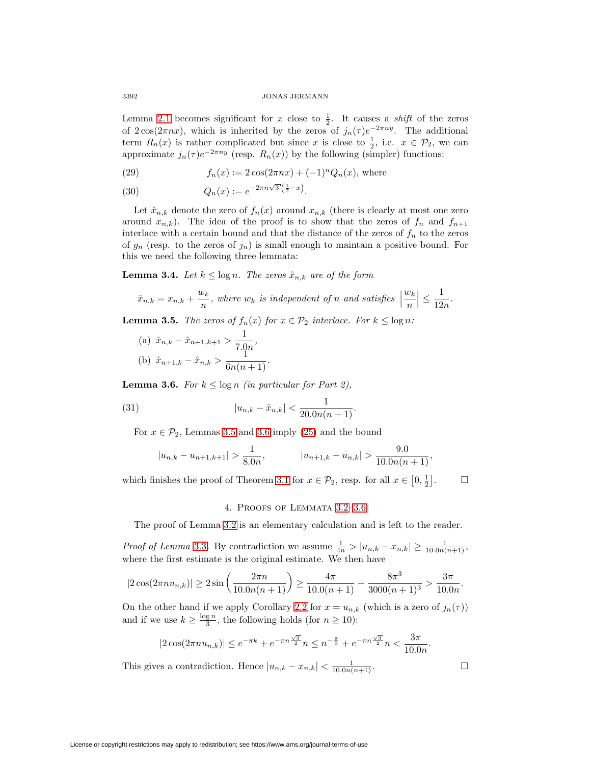Lemma 2.1 becomes significant for $x$ close to $\frac{1}{2}$. It causes a *shift* of the zeros of $2\cos(2\pi nx)$, which is inherited by the zeros of $j_n(\tau)e^{-2\pi ny}$. The additional term $R_n(x)$ is rather complicated but since $x$ is close to $\frac{1}{2}$, i.e. $x \in \mathcal{P}_2$, we can approximate $j_n(\tau)e^{-2\pi ny}$ (resp. $R_n(x)$) by the following (simpler) functions:

$$f_n(x) := 2\cos(2\pi nx) + (-1)^n Q_n(x), \text{ where} \tag{29}$$

$$Q_n(x) := e^{-2\pi n\sqrt{3}\left(\frac{1}{2}-x\right)}. \tag{30}$$

Let $\hat{x}_{n,k}$ denote the zero of $f_n(x)$ around $x_{n,k}$ (there is clearly at most one zero around $x_{n,k}$). The idea of the proof is to show that the zeros of $f_n$ and $f_{n+1}$ interlace with a certain bound and that the distance of the zeros of $f_n$ to the zeros of $g_n$ (resp. to the zeros of $j_n$) is small enough to maintain a positive bound. For this we need the following three lemmata:

**Lemma 3.4.** *Let $k \le \log n$. The zeros $\hat{x}_{n,k}$ are of the form*

$$\hat{x}_{n,k} = x_{n,k} + \frac{w_k}{n}, \text{ where } w_k \text{ is independent of } n \text{ and satisfies } \left|\frac{w_k}{n}\right| \le \frac{1}{12n}.$$

**Lemma 3.5.** *The zeros of $f_n(x)$ for $x \in \mathcal{P}_2$ interlace. For $k \le \log n$:*

(a) $\hat{x}_{n,k} - \hat{x}_{n+1,k+1} > \dfrac{1}{7.0n}$,

(b) $\hat{x}_{n+1,k} - \hat{x}_{n,k} > \dfrac{1}{6n(n+1)}$.

**Lemma 3.6.** *For $k \le \log n$ (in particular for Part 2),*

$$|u_{n,k} - \hat{x}_{n,k}| < \frac{1}{20.0n(n+1)}. \tag{31}$$

For $x \in \mathcal{P}_2$, Lemmas 3.5 and 3.6 imply (25) and the bound

$$|u_{n,k} - u_{n+1,k+1}| > \frac{1}{8.0n}, \qquad |u_{n+1,k} - u_{n,k}| > \frac{9.0}{10.0n(n+1)},$$

which finishes the proof of Theorem 3.1 for $x \in \mathcal{P}_2$, resp. for all $x \in \left[0, \frac{1}{2}\right]$. $\square$

## 4. Proofs of Lemmata 3.2–3.6

The proof of Lemma 3.2 is an elementary calculation and is left to the reader.

*Proof of Lemma 3.3.* By contradiction we assume $\frac{1}{4n} > |u_{n,k} - x_{n,k}| \ge \frac{1}{10.0n(n+1)}$, where the first estimate is the original estimate. We then have

$$|2\cos(2\pi n u_{n,k})| \ge 2\sin\left(\frac{2\pi n}{10.0n(n+1)}\right) \ge \frac{4\pi}{10.0(n+1)} - \frac{8\pi^3}{3000(n+1)^3} > \frac{3\pi}{10.0n}.$$

On the other hand if we apply Corollary 2.2 for $x = u_{n,k}$ (which is a zero of $j_n(\tau)$) and if we use $k \ge \frac{\log n}{3}$, the following holds (for $n \ge 10$):

$$|2\cos(2\pi n u_{n,k})| \le e^{-\pi k} + e^{-\pi n \frac{\sqrt{3}}{2}} n \le n^{-\frac{\pi}{3}} + e^{-\pi n\frac{\sqrt{3}}{2}} n < \frac{3\pi}{10.0n}.$$

This gives a contradiction. Hence $|u_{n,k} - x_{n,k}| < \frac{1}{10.0n(n+1)}$. $\square$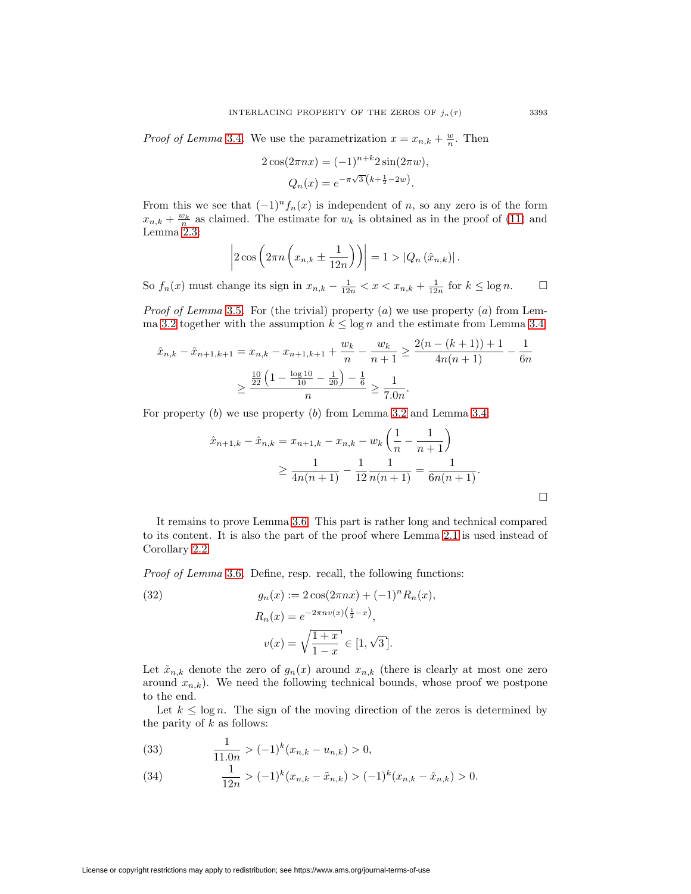*Proof of Lemma* 3.4. We use the parametrization $x = x_{n,k} + \frac{w}{n}$. Then

$$2\cos(2\pi n x) = (-1)^{n+k} 2\sin(2\pi w),$$
$$Q_n(x) = e^{-\pi\sqrt{3}\left(k+\frac{1}{2}-2w\right)}.$$

From this we see that $(-1)^n f_n(x)$ is independent of $n$, so any zero is of the form $x_{n,k} + \frac{w_k}{n}$ as claimed. The estimate for $w_k$ is obtained as in the proof of (11) and Lemma 2.3:

$$\left|2\cos\left(2\pi n\left(x_{n,k} \pm \frac{1}{12n}\right)\right)\right| = 1 > \left|Q_n\left(\hat{x}_{n,k}\right)\right|.$$

So $f_n(x)$ must change its sign in $x_{n,k} - \frac{1}{12n} < x < x_{n,k} + \frac{1}{12n}$ for $k \leq \log n$. □

*Proof of Lemma* 3.5. For (the trivial) property $(a)$ we use property $(a)$ from Lemma 3.2 together with the assumption $k \leq \log n$ and the estimate from Lemma 3.4:

$$\begin{aligned}
\hat{x}_{n,k} - \hat{x}_{n+1,k+1} = x_{n,k} - x_{n+1,k+1} + \frac{w_k}{n} - \frac{w_k}{n+1} &\geq \frac{2(n-(k+1))+1}{4n(n+1)} - \frac{1}{6n} \\
&\geq \frac{\frac{10}{22}\left(1 - \frac{\log 10}{10} - \frac{1}{20}\right) - \frac{1}{6}}{n} \geq \frac{1}{7.0n}.
\end{aligned}$$

For property $(b)$ we use property $(b)$ from Lemma 3.2 and Lemma 3.4:

$$\begin{aligned}
\hat{x}_{n+1,k} - \hat{x}_{n,k} &= x_{n+1,k} - x_{n,k} - w_k\left(\frac{1}{n} - \frac{1}{n+1}\right) \\
&\geq \frac{1}{4n(n+1)} - \frac{1}{12}\frac{1}{n(n+1)} = \frac{1}{6n(n+1)}.
\end{aligned}$$

□

It remains to prove Lemma 3.6. This part is rather long and technical compared to its content. It is also the part of the proof where Lemma 2.1 is used instead of Corollary 2.2.

*Proof of Lemma* 3.6. Define, resp. recall, the following functions:

$$\begin{aligned}
g_n(x) &:= 2\cos(2\pi n x) + (-1)^n R_n(x), \qquad (32)\\
R_n(x) &= e^{-2\pi n v(x)\left(\frac{1}{2}-x\right)}, \\
v(x) &= \sqrt{\frac{1+x}{1-x}} \in [1, \sqrt{3}].
\end{aligned}$$

Let $\tilde{x}_{n,k}$ denote the zero of $g_n(x)$ around $x_{n,k}$ (there is clearly at most one zero around $x_{n,k}$). We need the following technical bounds, whose proof we postpone to the end.

Let $k \leq \log n$. The sign of the moving direction of the zeros is determined by the parity of $k$ as follows:

$$\frac{1}{11.0n} > (-1)^k(x_{n,k} - u_{n,k}) > 0, \qquad (33)$$

$$\frac{1}{12n} > (-1)^k(x_{n,k} - \tilde{x}_{n,k}) > (-1)^k(x_{n,k} - \hat{x}_{n,k}) > 0. \qquad (34)$$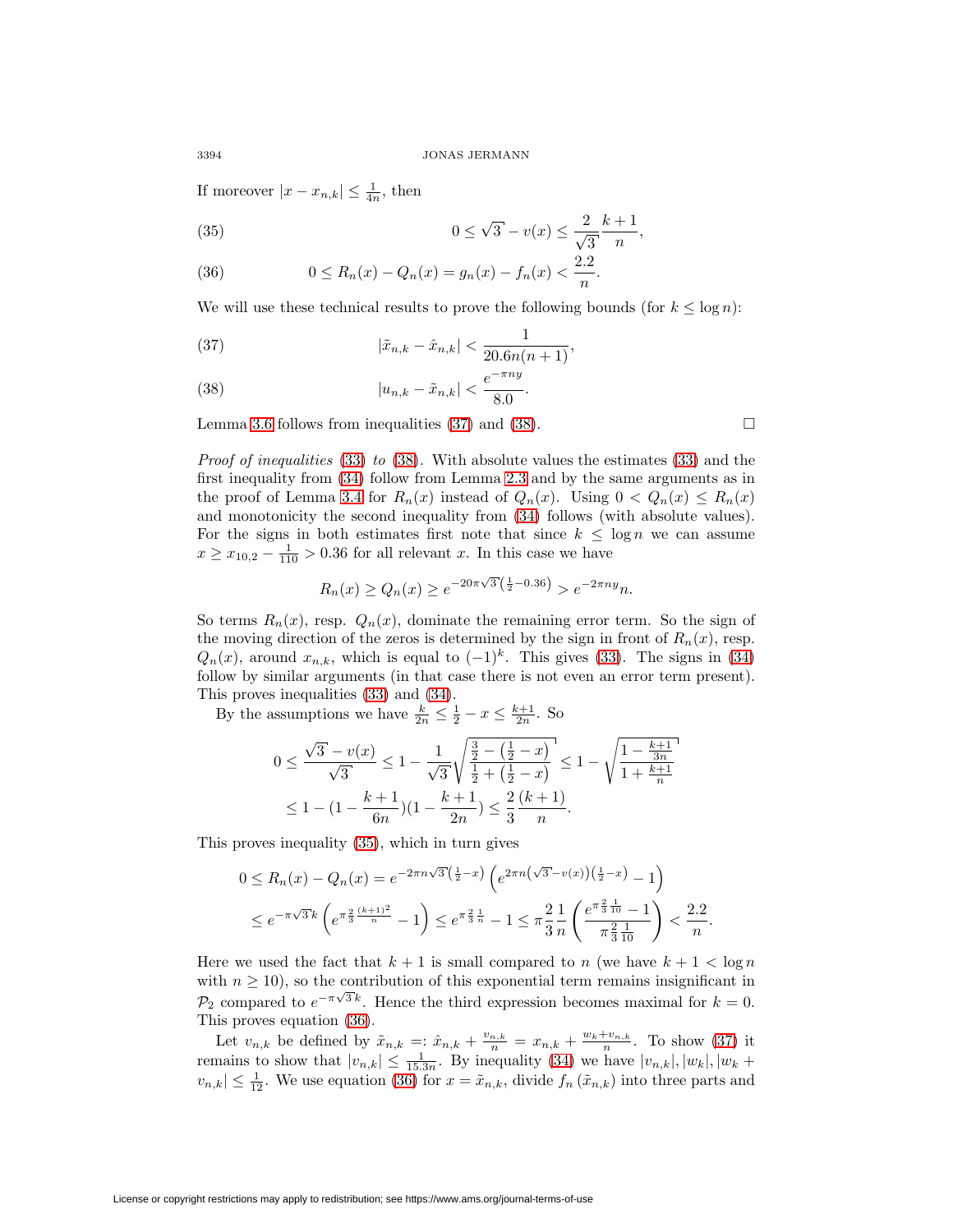If moreover $|x - x_{n,k}| \leq \frac{1}{4n}$, then

$$0 \leq \sqrt{3} - v(x) \leq \frac{2}{\sqrt{3}} \frac{k+1}{n}, \tag{35}$$

$$0 \leq R_n(x) - Q_n(x) = g_n(x) - f_n(x) < \frac{2.2}{n}. \tag{36}$$

We will use these technical results to prove the following bounds (for $k \leq \log n$):

$$|\tilde{x}_{n,k} - \hat{x}_{n,k}| < \frac{1}{20.6n(n+1)}, \tag{37}$$

$$|u_{n,k} - \tilde{x}_{n,k}| < \frac{e^{-\pi n y}}{8.0}. \tag{38}$$

Lemma 3.6 follows from inequalities (37) and (38). $\square$

*Proof of inequalities* (33) *to* (38). With absolute values the estimates (33) and the first inequality from (34) follow from Lemma 2.3 and by the same arguments as in the proof of Lemma 3.4 for $R_n(x)$ instead of $Q_n(x)$. Using $0 < Q_n(x) \leq R_n(x)$ and monotonicity the second inequality from (34) follows (with absolute values). For the signs in both estimates first note that since $k \leq \log n$ we can assume $x \geq x_{10,2} - \frac{1}{110} > 0.36$ for all relevant $x$. In this case we have

$$R_n(x) \geq Q_n(x) \geq e^{-20\pi\sqrt{3}\left(\frac{1}{2}-0.36\right)} > e^{-2\pi n y} n.$$

So terms $R_n(x)$, resp. $Q_n(x)$, dominate the remaining error term. So the sign of the moving direction of the zeros is determined by the sign in front of $R_n(x)$, resp. $Q_n(x)$, around $x_{n,k}$, which is equal to $(-1)^k$. This gives (33). The signs in (34) follow by similar arguments (in that case there is not even an error term present). This proves inequalities (33) and (34).

By the assumptions we have $\frac{k}{2n} \leq \frac{1}{2} - x \leq \frac{k+1}{2n}$. So

$$\begin{aligned}
0 \leq \frac{\sqrt{3} - v(x)}{\sqrt{3}} &\leq 1 - \frac{1}{\sqrt{3}}\sqrt{\frac{\frac{3}{2} - \left(\frac{1}{2} - x\right)}{\frac{1}{2} + \left(\frac{1}{2} - x\right)}} \leq 1 - \sqrt{\frac{1 - \frac{k+1}{3n}}{1 + \frac{k+1}{n}}} \\
&\leq 1 - \left(1 - \frac{k+1}{6n}\right)\left(1 - \frac{k+1}{2n}\right) \leq \frac{2}{3}\frac{(k+1)}{n}.
\end{aligned}$$

This proves inequality (35), which in turn gives

$$\begin{aligned}
0 \leq R_n(x) - Q_n(x) &= e^{-2\pi n\sqrt{3}\left(\frac{1}{2}-x\right)}\left(e^{2\pi n\left(\sqrt{3}-v(x)\right)\left(\frac{1}{2}-x\right)} - 1\right) \\
&\leq e^{-\pi\sqrt{3}k}\left(e^{\pi\frac{2}{3}\frac{(k+1)^2}{n}} - 1\right) \leq e^{\pi\frac{2}{3}\frac{1}{n}} - 1 \leq \pi\frac{2}{3}\frac{1}{n}\left(\frac{e^{\pi\frac{2}{3}\frac{1}{10}} - 1}{\pi\frac{2}{3}\frac{1}{10}}\right) < \frac{2.2}{n}.
\end{aligned}$$

Here we used the fact that $k+1$ is small compared to $n$ (we have $k+1 < \log n$ with $n \geq 10$), so the contribution of this exponential term remains insignificant in $\mathcal{P}_2$ compared to $e^{-\pi\sqrt{3}k}$. Hence the third expression becomes maximal for $k = 0$. This proves equation (36).

Let $v_{n,k}$ be defined by $\tilde{x}_{n,k} =: \hat{x}_{n,k} + \frac{v_{n,k}}{n} = x_{n,k} + \frac{w_k + v_{n,k}}{n}$. To show (37) it remains to show that $|v_{n,k}| \leq \frac{1}{15.3n}$. By inequality (34) we have $|v_{n,k}|, |w_k|, |w_k + v_{n,k}| \leq \frac{1}{12}$. We use equation (36) for $x = \tilde{x}_{n,k}$, divide $f_n(\tilde{x}_{n,k})$ into three parts and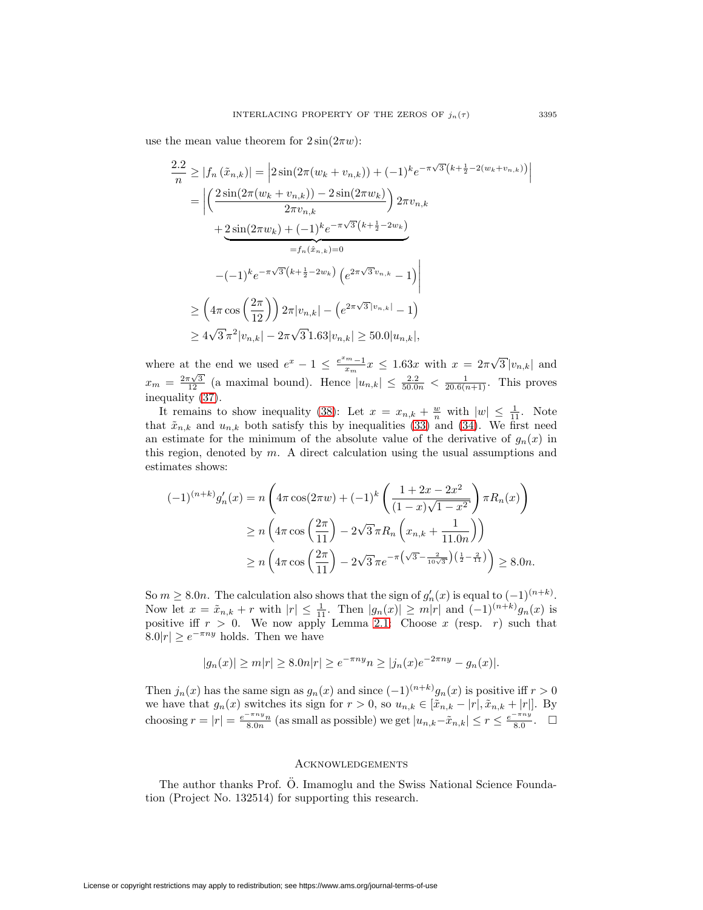use the mean value theorem for $2\sin(2\pi w)$:

$$
\begin{aligned}
\frac{2.2}{n} &\geq |f_n(\tilde{x}_{n,k})| = \left|2\sin(2\pi(w_k+v_{n,k})) + (-1)^k e^{-\pi\sqrt{3}\left(k+\frac{1}{2}-2(w_k+v_{n,k})\right)}\right| \\
&= \Bigg|\left(\frac{2\sin(2\pi(w_k+v_{n,k})) - 2\sin(2\pi w_k)}{2\pi v_{n,k}}\right) 2\pi v_{n,k} \\
&\qquad + \underbrace{2\sin(2\pi w_k) + (-1)^k e^{-\pi\sqrt{3}\left(k+\frac{1}{2}-2w_k\right)}}_{=f_n(\hat{x}_{n,k})=0} \\
&\qquad -(-1)^k e^{-\pi\sqrt{3}\left(k+\frac{1}{2}-2w_k\right)}\left(e^{2\pi\sqrt{3}v_{n,k}}-1\right)\Bigg| \\
&\geq \left(4\pi\cos\left(\frac{2\pi}{12}\right)\right) 2\pi|v_{n,k}| - \left(e^{2\pi\sqrt{3}|v_{n,k}|}-1\right) \\
&\geq 4\sqrt{3}\,\pi^2|v_{n,k}| - 2\pi\sqrt{3}\,1.63|v_{n,k}| \geq 50.0|u_{n,k}|,
\end{aligned}
$$

where at the end we used $e^x - 1 \leq \frac{e^{x_m}-1}{x_m}x \leq 1.63x$ with $x = 2\pi\sqrt{3}|v_{n,k}|$ and $x_m = \frac{2\pi\sqrt{3}}{12}$ (a maximal bound). Hence $|u_{n,k}| \leq \frac{2.2}{50.0n} < \frac{1}{20.6(n+1)}$. This proves inequality (37).

It remains to show inequality (38): Let $x = x_{n,k} + \frac{w}{n}$ with $|w| \leq \frac{1}{11}$. Note that $\tilde{x}_{n,k}$ and $u_{n,k}$ both satisfy this by inequalities (33) and (34). We first need an estimate for the minimum of the absolute value of the derivative of $g_n(x)$ in this region, denoted by $m$. A direct calculation using the usual assumptions and estimates shows:

$$
\begin{aligned}
(-1)^{(n+k)}g_n'(x) &= n\left(4\pi\cos(2\pi w) + (-1)^k\left(\frac{1+2x-2x^2}{(1-x)\sqrt{1-x^2}}\right)\pi R_n(x)\right) \\
&\geq n\left(4\pi\cos\left(\frac{2\pi}{11}\right) - 2\sqrt{3}\,\pi R_n\left(x_{n,k}+\frac{1}{11.0n}\right)\right) \\
&\geq n\left(4\pi\cos\left(\frac{2\pi}{11}\right) - 2\sqrt{3}\,\pi e^{-\pi\left(\sqrt{3}-\frac{2}{10\sqrt{3}}\right)\left(\frac{1}{2}-\frac{2}{11}\right)}\right) \geq 8.0n.
\end{aligned}
$$

So $m \geq 8.0n$. The calculation also shows that the sign of $g_n'(x)$ is equal to $(-1)^{(n+k)}$. Now let $x = \tilde{x}_{n,k} + r$ with $|r| \leq \frac{1}{11}$. Then $|g_n(x)| \geq m|r|$ and $(-1)^{(n+k)}g_n(x)$ is positive iff $r > 0$. We now apply Lemma 2.1: Choose $x$ (resp. $r$) such that $8.0|r| \geq e^{-\pi ny}$ holds. Then we have

$$
|g_n(x)| \geq m|r| \geq 8.0n|r| \geq e^{-\pi ny}n \geq |j_n(x)e^{-2\pi ny} - g_n(x)|.
$$

Then $j_n(x)$ has the same sign as $g_n(x)$ and since $(-1)^{(n+k)}g_n(x)$ is positive iff $r > 0$ we have that $g_n(x)$ switches its sign for $r > 0$, so $u_{n,k} \in [\tilde{x}_{n,k} - |r|, \tilde{x}_{n,k} + |r|]$. By choosing $r = |r| = \frac{e^{-\pi ny}n}{8.0n}$ (as small as possible) we get $|u_{n,k} - \tilde{x}_{n,k}| \leq r \leq \frac{e^{-\pi ny}}{8.0}$. $\square$

## Acknowledgements

The author thanks Prof. Ö. Imamoglu and the Swiss National Science Foundation (Project No. 132514) for supporting this research.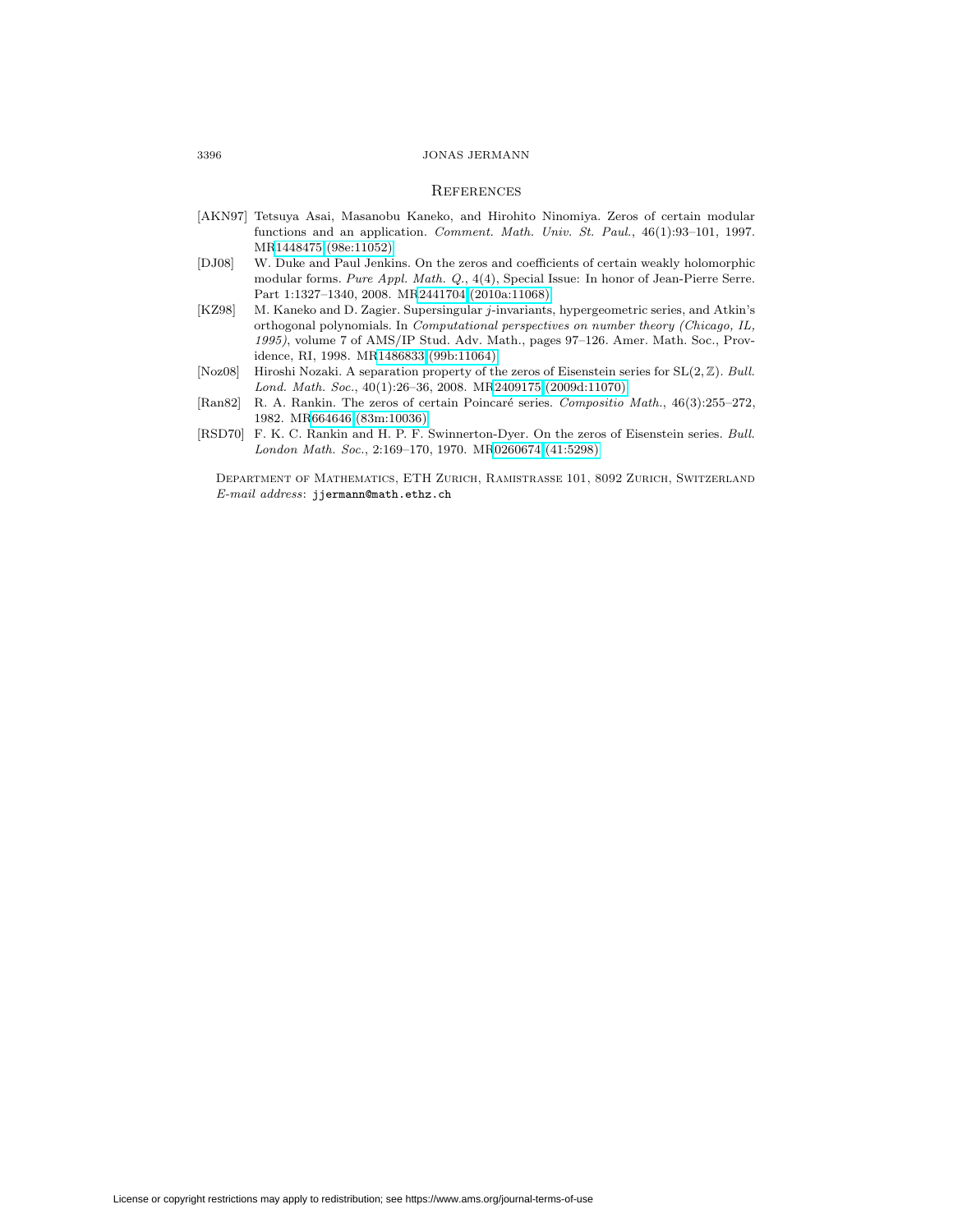## References

[AKN97] Tetsuya Asai, Masanobu Kaneko, and Hirohito Ninomiya. Zeros of certain modular functions and an application. *Comment. Math. Univ. St. Paul.*, 46(1):93–101, 1997. MR1448475 (98e:11052)

[DJ08] W. Duke and Paul Jenkins. On the zeros and coefficients of certain weakly holomorphic modular forms. *Pure Appl. Math. Q.*, 4(4), Special Issue: In honor of Jean-Pierre Serre. Part 1:1327–1340, 2008. MR2441704 (2010a:11068)

[KZ98] M. Kaneko and D. Zagier. Supersingular $j$-invariants, hypergeometric series, and Atkin's orthogonal polynomials. In *Computational perspectives on number theory (Chicago, IL, 1995)*, volume 7 of AMS/IP Stud. Adv. Math., pages 97–126. Amer. Math. Soc., Providence, RI, 1998. MR1486833 (99b:11064)

[Noz08] Hiroshi Nozaki. A separation property of the zeros of Eisenstein series for $\mathrm{SL}(2,\mathbb{Z})$. *Bull. Lond. Math. Soc.*, 40(1):26–36, 2008. MR2409175 (2009d:11070)

[Ran82] R. A. Rankin. The zeros of certain Poincaré series. *Compositio Math.*, 46(3):255–272, 1982. MR664646 (83m:10036)

[RSD70] F. K. C. Rankin and H. P. F. Swinnerton-Dyer. On the zeros of Eisenstein series. *Bull. London Math. Soc.*, 2:169–170, 1970. MR0260674 (41:5298)

Department of Mathematics, ETH Zurich, Ramistrasse 101, 8092 Zurich, Switzerland
*E-mail address*: jjermann@math.ethz.ch

License or copyright restrictions may apply to redistribution; see https://www.ams.org/journal-terms-of-use